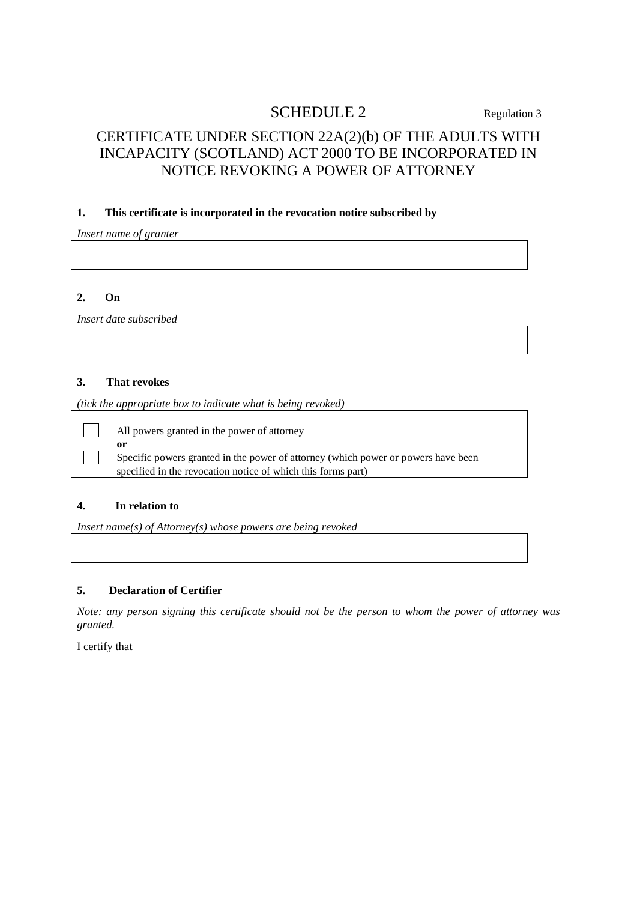# SCHEDULE 2

Regulation 3

## CERTIFICATE UNDER SECTION 22A(2)(b) OF THE ADULTS WITH INCAPACITY (SCOTLAND) ACT 2000 TO BE INCORPORATED IN NOTICE REVOKING A POWER OF ATTORNEY

**1. This certificate is incorporated in the revocation notice subscribed by**

*Insert name of granter*

| |
|---|
| |

**2. On**

*Insert date subscribed*

| |
|---|
| |

**3. That revokes**

*(tick the appropriate box to indicate what is being revoked)*

☐ All powers granted in the power of attorney

**or**

☐ Specific powers granted in the power of attorney (which power or powers have been specified in the revocation notice of which this forms part)

**4. In relation to**

*Insert name(s) of Attorney(s) whose powers are being revoked*

| |
|---|
| |

**5. Declaration of Certifier**

*Note: any person signing this certificate should not be the person to whom the power of attorney was granted.*

I certify that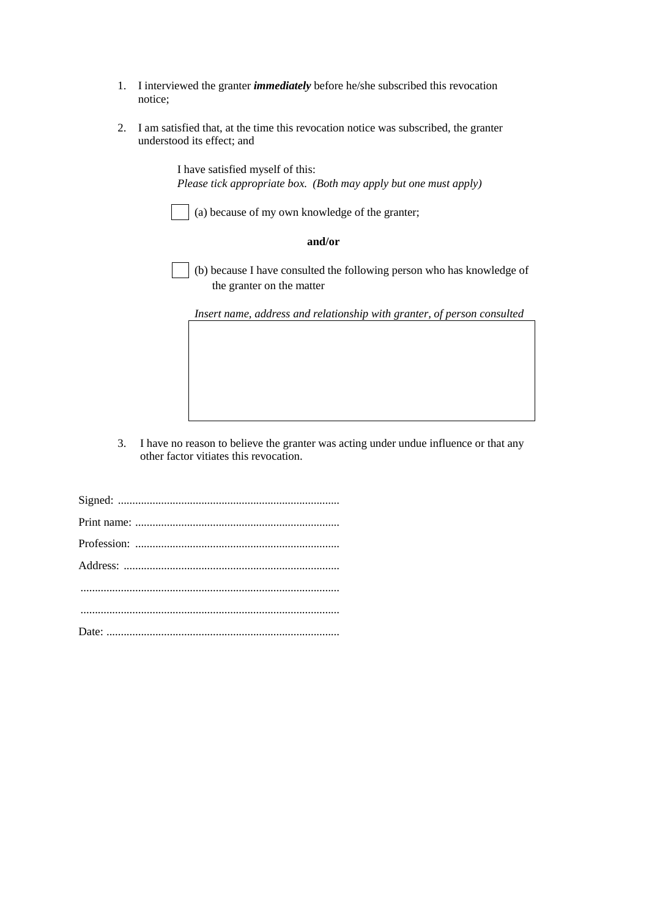1. I interviewed the granter ***immediately*** before he/she subscribed this revocation notice;

2. I am satisfied that, at the time this revocation notice was subscribed, the granter understood its effect; and

   I have satisfied myself of this:
   *Please tick appropriate box. (Both may apply but one must apply)*

   ☐ (a) because of my own knowledge of the granter;

   **and/or**

   ☐ (b) because I have consulted the following person who has knowledge of the granter on the matter

   *Insert name, address and relationship with granter, of person consulted*

   | |
   |---|
   | |

3. I have no reason to believe the granter was acting under undue influence or that any other factor vitiates this revocation.

Signed: ............................................................................

Print name: .......................................................................

Profession: .......................................................................

Address: ...........................................................................

.........................................................................................

.........................................................................................

Date: ................................................................................